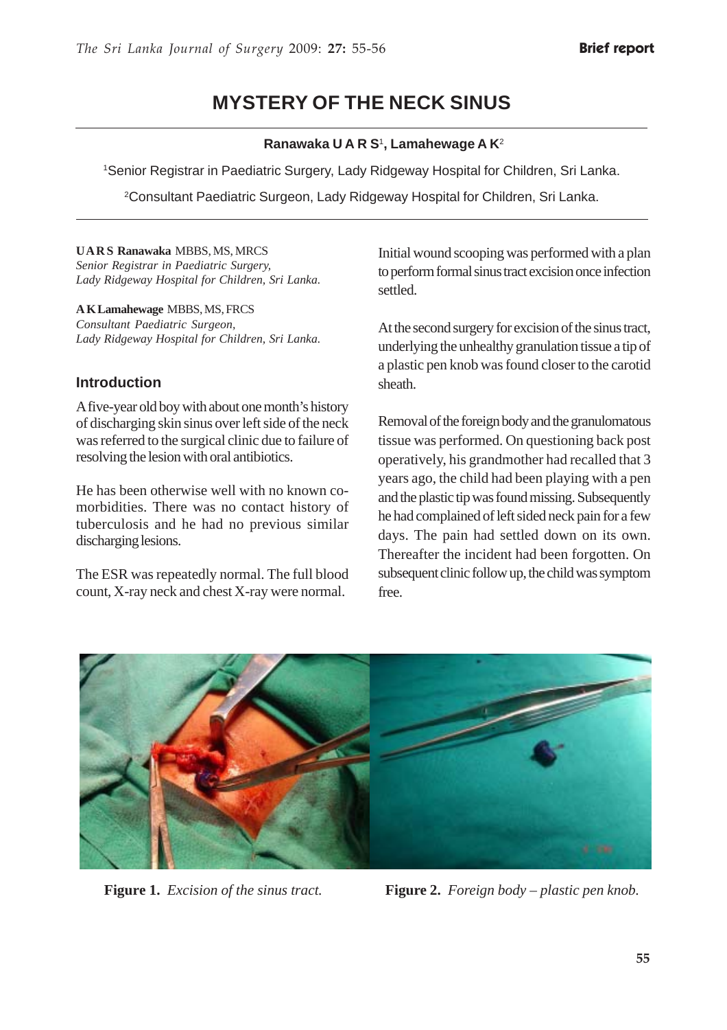Brief report

# MYSTERY OF THE NECK SINUS

**Ranawaka U A R S**[1]**, Lamahewage A K**[2]

[1]Senior Registrar in Paediatric Surgery, Lady Ridgeway Hospital for Children, Sri Lanka.

[2]Consultant Paediatric Surgeon, Lady Ridgeway Hospital for Children, Sri Lanka.

**U A R S Ranawaka** MBBS, MS, MRCS
*Senior Registrar in Paediatric Surgery,*
*Lady Ridgeway Hospital for Children, Sri Lanka.*

**A K Lamahewage** MBBS, MS, FRCS
*Consultant Paediatric Surgeon,*
*Lady Ridgeway Hospital for Children, Sri Lanka.*

## Introduction

A five-year old boy with about one month's history of discharging skin sinus over left side of the neck was referred to the surgical clinic due to failure of resolving the lesion with oral antibiotics.

He has been otherwise well with no known co-morbidities. There was no contact history of tuberculosis and he had no previous similar discharging lesions.

The ESR was repeatedly normal. The full blood count, X-ray neck and chest X-ray were normal.

Initial wound scooping was performed with a plan to perform formal sinus tract excision once infection settled.

At the second surgery for excision of the sinus tract, underlying the unhealthy granulation tissue a tip of a plastic pen knob was found closer to the carotid sheath.

Removal of the foreign body and the granulomatous tissue was performed. On questioning back post operatively, his grandmother had recalled that 3 years ago, the child had been playing with a pen and the plastic tip was found missing. Subsequently he had complained of left sided neck pain for a few days. The pain had settled down on its own. Thereafter the incident had been forgotten. On subsequent clinic follow up, the child was symptom free.

**Figure 1.** *Excision of the sinus tract.*

**Figure 2.** *Foreign body – plastic pen knob.*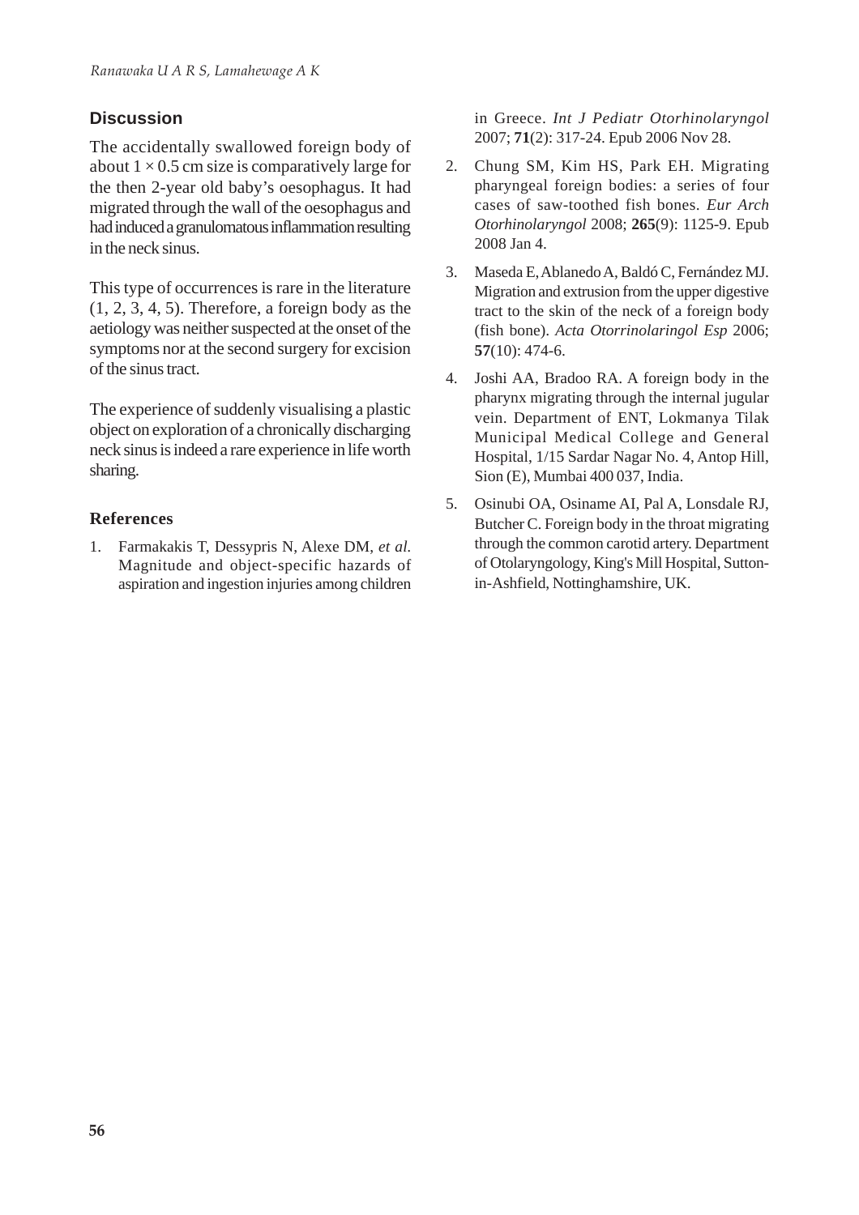## Discussion

The accidentally swallowed foreign body of about $1 \times 0.5$ cm size is comparatively large for the then 2-year old baby's oesophagus. It had migrated through the wall of the oesophagus and had induced a granulomatous inflammation resulting in the neck sinus.

This type of occurrences is rare in the literature (1, 2, 3, 4, 5). Therefore, a foreign body as the aetiology was neither suspected at the onset of the symptoms nor at the second surgery for excision of the sinus tract.

The experience of suddenly visualising a plastic object on exploration of a chronically discharging neck sinus is indeed a rare experience in life worth sharing.

## References

1. Farmakakis T, Dessypris N, Alexe DM, *et al.* Magnitude and object-specific hazards of aspiration and ingestion injuries among children in Greece. *Int J Pediatr Otorhinolaryngol* 2007; **71**(2): 317-24. Epub 2006 Nov 28.
2. Chung SM, Kim HS, Park EH. Migrating pharyngeal foreign bodies: a series of four cases of saw-toothed fish bones. *Eur Arch Otorhinolaryngol* 2008; **265**(9): 1125-9. Epub 2008 Jan 4.
3. Maseda E, Ablanedo A, Baldó C, Fernández MJ. Migration and extrusion from the upper digestive tract to the skin of the neck of a foreign body (fish bone). *Acta Otorrinolaringol Esp* 2006; **57**(10): 474-6.
4. Joshi AA, Bradoo RA. A foreign body in the pharynx migrating through the internal jugular vein. Department of ENT, Lokmanya Tilak Municipal Medical College and General Hospital, 1/15 Sardar Nagar No. 4, Antop Hill, Sion (E), Mumbai 400 037, India.
5. Osinubi OA, Osiname AI, Pal A, Lonsdale RJ, Butcher C. Foreign body in the throat migrating through the common carotid artery. Department of Otolaryngology, King's Mill Hospital, Sutton-in-Ashfield, Nottinghamshire, UK.